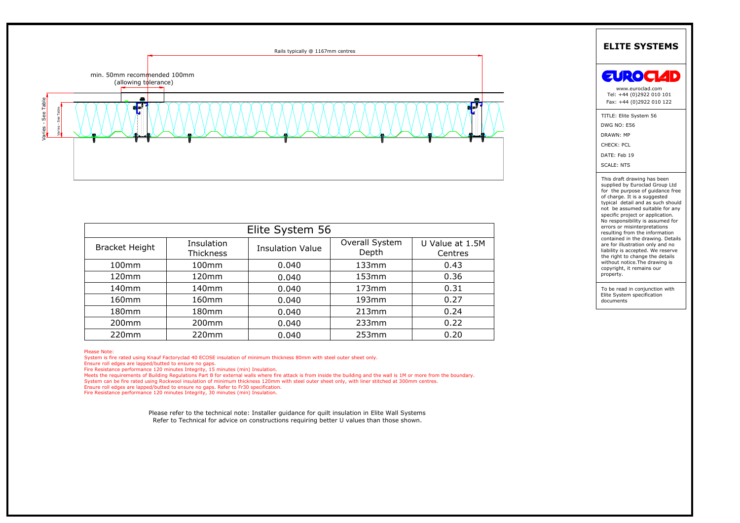Rails typically @ 1167mm centres

min. 50mm recommended 100mm (allowing tolerance)

Varies - See Table

Varies - See Table

| Elite System 56 | | | | |
|---|---|---|---|---|
| Bracket Height | Insulation Thickness | Insulation Value | Overall System Depth | U Value at 1.5M Centres |
| 100mm | 100mm | 0.040 | 133mm | 0.43 |
| 120mm | 120mm | 0.040 | 153mm | 0.36 |
| 140mm | 140mm | 0.040 | 173mm | 0.31 |
| 160mm | 160mm | 0.040 | 193mm | 0.27 |
| 180mm | 180mm | 0.040 | 213mm | 0.24 |
| 200mm | 200mm | 0.040 | 233mm | 0.22 |
| 220mm | 220mm | 0.040 | 253mm | 0.20 |

Please Note:
System is fire rated using Knauf Factoryclad 40 ECOSE insulation of minimum thickness 80mm with steel outer sheet only.
Ensure roll edges are lapped/butted to ensure no gaps.
Fire Resistance performance 120 minutes Integrity, 15 minutes (min) Insulation.
Meets the requirements of Building Regulations Part B for external walls where fire attack is from inside the building and the wall is 1M or more from the boundary.
System can be fire rated using Rockwool insulation of minimum thickness 120mm with steel outer sheet only, with liner stitched at 300mm centres.
Ensure roll edges are lapped/butted to ensure no gaps. Refer to Fr30 specification.
Fire Resistance performance 120 minutes Integrity, 30 minutes (min) Insulation.

Please refer to the technical note: Installer guidance for quilt insulation in Elite Wall Systems
Refer to Technical for advice on constructions requiring better U values than those shown.

## ELITE SYSTEMS

EUROCLAD

www.euroclad.com
Tel: +44 (0)2922 010 101
Fax: +44 (0)2922 010 122

TITLE: Elite System 56
DWG NO: E56
DRAWN: MP
CHECK: PCL
DATE: Feb 19
SCALE: NTS

This draft drawing has been supplied by Euroclad Group Ltd for the purpose of guidance free of charge. It is a suggested typical detail and as such should not be assumed suitable for any specific project or application. No responsibility is assumed for errors or misinterpretations resulting from the information contained in the drawing. Details are for illustration only and no liability is accepted. We reserve the right to change the details without notice.The drawing is copyright, it remains our property.

To be read in conjunction with Elite System specification documents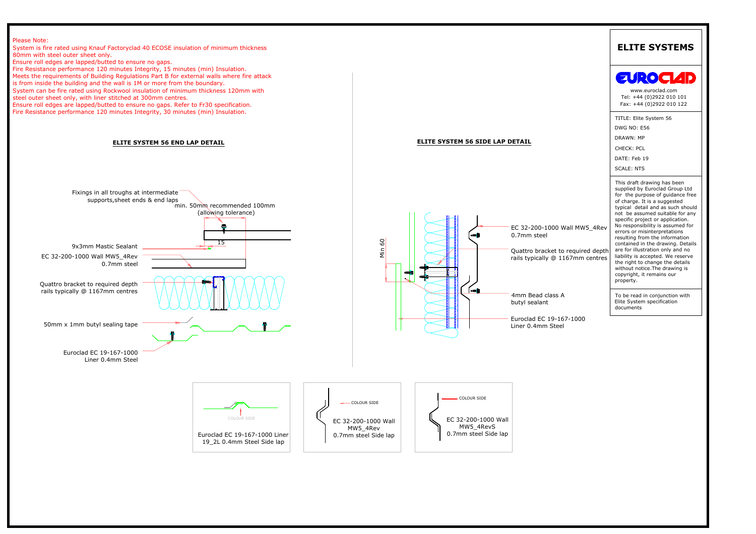Please Note:
System is fire rated using Knauf Factoryclad 40 ECOSE insulation of minimum thickness 80mm with steel outer sheet only.
Ensure roll edges are lapped/butted to ensure no gaps.
Fire Resistance performance 120 minutes Integrity, 15 minutes (min) Insulation.
Meets the requirements of Building Regulations Part B for external walls where fire attack is from inside the building and the wall is 1M or more from the boundary.
System can be fire rated using Rockwool insulation of minimum thickness 120mm with steel outer sheet only, with liner stitched at 300mm centres.
Ensure roll edges are lapped/butted to ensure no gaps. Refer to Fr30 specification.
Fire Resistance performance 120 minutes Integrity, 30 minutes (min) Insulation.

## ELITE SYSTEM 56 END LAP DETAIL

Fixings in all troughs at intermediate supports, sheet ends & end laps

min. 50mm recommended 100mm (allowing tolerance)

15

9x3mm Mastic Sealant

EC 32-200-1000 Wall MW5_4Rev 0.7mm steel

Quattro bracket to required depth rails typically @ 1167mm centres

50mm x 1mm butyl sealing tape

Euroclad EC 19-167-1000 Liner 0.4mm Steel

## ELITE SYSTEM 56 SIDE LAP DETAIL

Min 60

EC 32-200-1000 Wall MW5_4Rev 0.7mm steel

Quattro bracket to required depth rails typically @ 1167mm centres

4mm Bead class A butyl sealant

Euroclad EC 19-167-1000 Liner 0.4mm Steel

COLOUR SIDE

Euroclad EC 19-167-1000 Liner 19_2L 0.4mm Steel Side lap

COLOUR SIDE

EC 32-200-1000 Wall MW5_4Rev 0.7mm steel Side lap

COLOUR SIDE

EC 32-200-1000 Wall MW5_4RevS 0.7mm steel Side lap

# ELITE SYSTEMS

EUROCLAD

www.euroclad.com
Tel: +44 (0)2922 010 101
Fax: +44 (0)2922 010 122

TITLE: Elite System 56
DWG NO: E56
DRAWN: MP
CHECK: PCL
DATE: Feb 19
SCALE: NTS

This draft drawing has been supplied by Euroclad Group Ltd for the purpose of guidance free of charge. It is a suggested typical detail and as such should not be assumed suitable for any specific project or application. No responsibility is assumed for errors or misinterpretations resulting from the information contained in the drawing. Details are for illustration only and no liability is accepted. We reserve the right to change the details without notice. The drawing is copyright, it remains our property.

To be read in conjunction with Elite System specification documents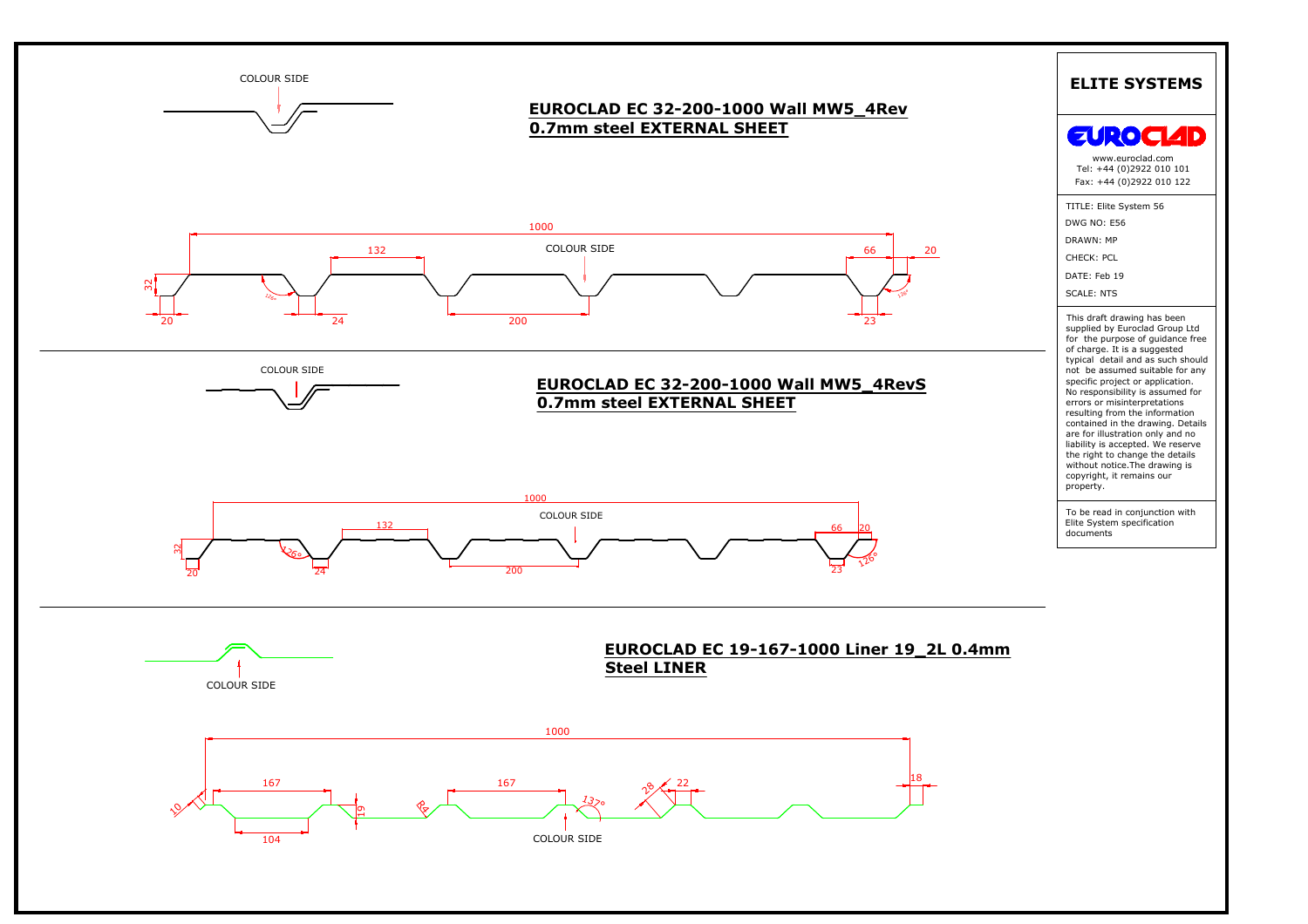## EUROCLAD EC 32-200-1000 Wall MW5_4Rev 0.7mm steel EXTERNAL SHEET

COLOUR SIDE

1000 | 132 | COLOUR SIDE | 66 | 20 | 32 | 126° | 126° | 20 | 24 | 200 | 23

## EUROCLAD EC 32-200-1000 Wall MW5_4RevS 0.7mm steel EXTERNAL SHEET

COLOUR SIDE

1000 | 132 | COLOUR SIDE | 66 | 20 | 32 | 126° | 126° | 20 | 24 | 200 | 23

## EUROCLAD EC 19-167-1000 Liner 19_2L 0.4mm Steel LINER

COLOUR SIDE

1000 | 167 | 167 | 28 | 22 | 18 | 10 | 19 | R4 | 137° | 104 | COLOUR SIDE

# ELITE SYSTEMS

EUROCLAD

www.euroclad.com
Tel: +44 (0)2922 010 101
Fax: +44 (0)2922 010 122

TITLE: Elite System 56
DWG NO: E56
DRAWN: MP
CHECK: PCL
DATE: Feb 19
SCALE: NTS

This draft drawing has been supplied by Euroclad Group Ltd for the purpose of guidance free of charge. It is a suggested typical detail and as such should not be assumed suitable for any specific project or application. No responsibility is assumed for errors or misinterpretations resulting from the information contained in the drawing. Details are for illustration only and no liability is accepted. We reserve the right to change the details without notice.The drawing is copyright, it remains our property.

To be read in conjunction with Elite System specification documents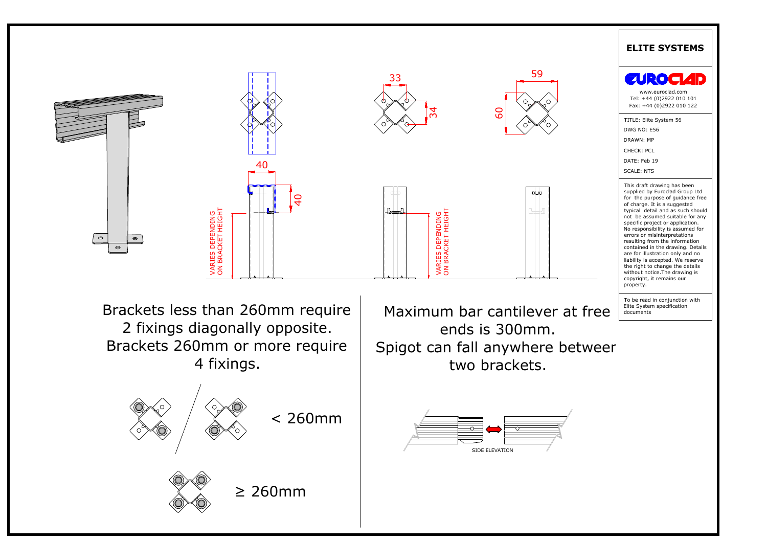40

40

VARIES DEPENDING ON BRACKET HEIGHT

33

34

VARIES DEPENDING ON BRACKET HEIGHT

59

60

Brackets less than 260mm require 2 fixings diagonally opposite. Brackets 260mm or more require 4 fixings.

< 260mm

≥ 260mm

Maximum bar cantilever at free ends is 300mm.
Spigot can fall anywhere betweer two brackets.

SIDE ELEVATION

**ELITE SYSTEMS**

EUROCLAD

www.euroclad.com
Tel: +44 (0)2922 010 101
Fax: +44 (0)2922 010 122

TITLE: Elite System 56
DWG NO: E56
DRAWN: MP
CHECK: PCL
DATE: Feb 19
SCALE: NTS

This draft drawing has been supplied by Euroclad Group Ltd for the purpose of guidance free of charge. It is a suggested typical detail and as such should not be assumed suitable for any specific project or application. No responsibility is assumed for errors or misinterpretations resulting from the information contained in the drawing. Details are for illustration only and no liability is accepted. We reserve the right to change the details without notice.The drawing is copyright, it remains our property.

To be read in conjunction with Elite System specification documents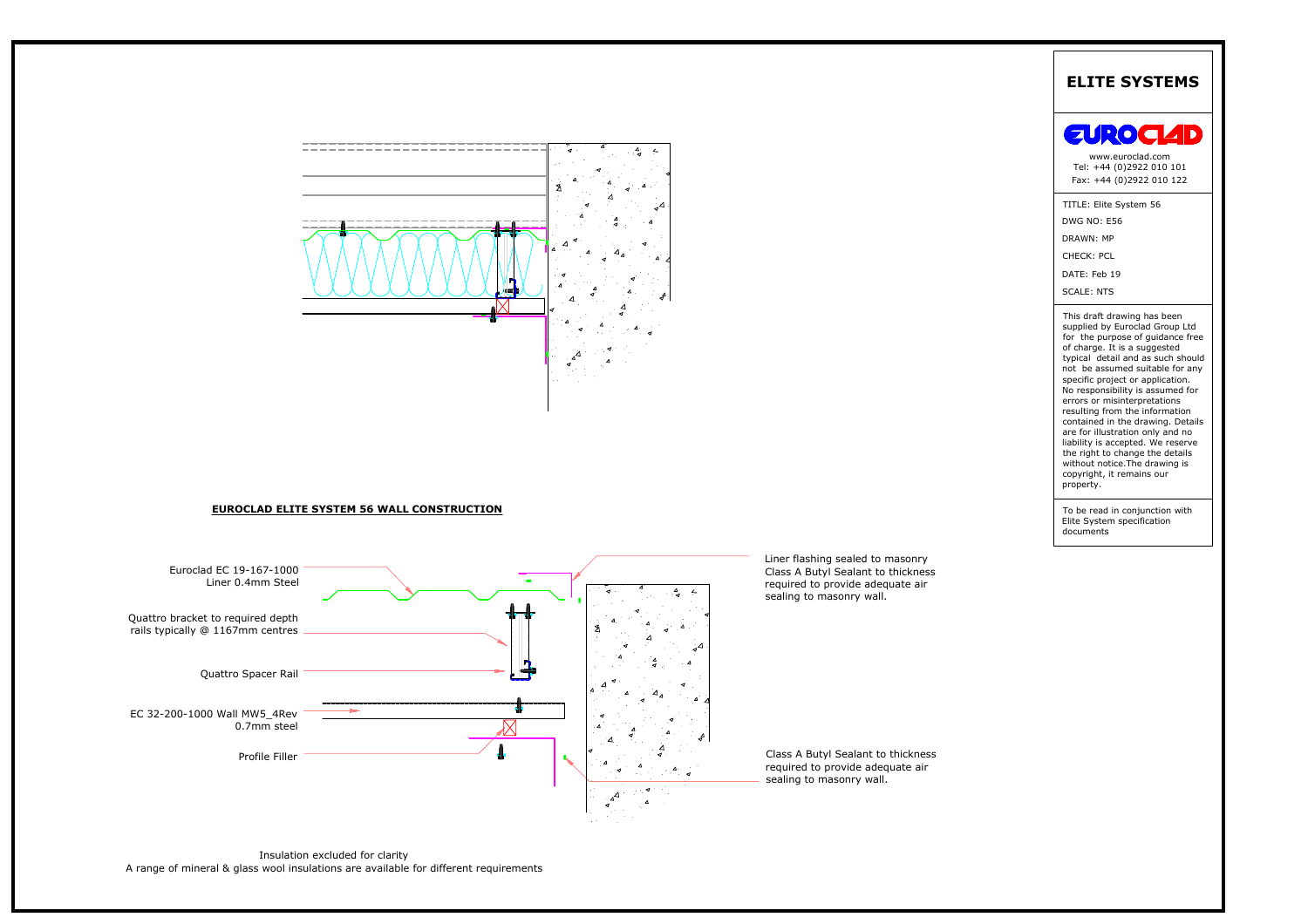# ELITE SYSTEMS

EUROCLAD

www.euroclad.com
Tel: +44 (0)2922 010 101
Fax: +44 (0)2922 010 122

TITLE: Elite System 56

DWG NO: E56

DRAWN: MP

CHECK: PCL

DATE: Feb 19

SCALE: NTS

This draft drawing has been supplied by Euroclad Group Ltd for the purpose of guidance free of charge. It is a suggested typical detail and as such should not be assumed suitable for any specific project or application. No responsibility is assumed for errors or misinterpretations resulting from the information contained in the drawing. Details are for illustration only and no liability is accepted. We reserve the right to change the details without notice.The drawing is copyright, it remains our property.

To be read in conjunction with Elite System specification documents

## EUROCLAD ELITE SYSTEM 56 WALL CONSTRUCTION

Euroclad EC 19-167-1000 Liner 0.4mm Steel

Quattro bracket to required depth rails typically @ 1167mm centres

Quattro Spacer Rail

EC 32-200-1000 Wall MW5_4Rev 0.7mm steel

Profile Filler

Liner flashing sealed to masonry Class A Butyl Sealant to thickness required to provide adequate air sealing to masonry wall.

Class A Butyl Sealant to thickness required to provide adequate air sealing to masonry wall.

Insulation excluded for clarity
A range of mineral & glass wool insulations are available for different requirements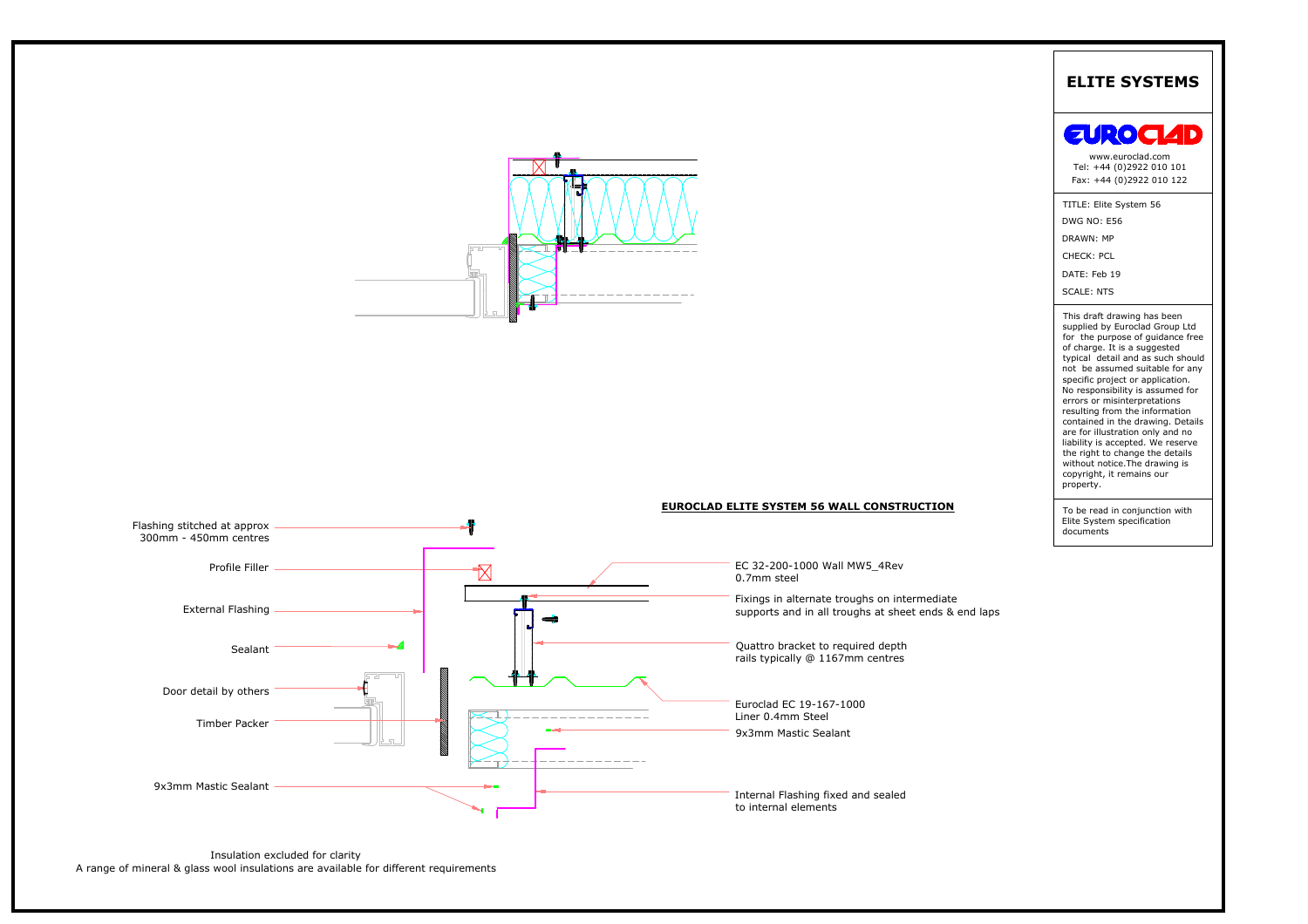# ELITE SYSTEMS

www.euroclad.com
Tel: +44 (0)2922 010 101
Fax: +44 (0)2922 010 122

TITLE: Elite System 56
DWG NO: E56
DRAWN: MP
CHECK: PCL
DATE: Feb 19
SCALE: NTS

This draft drawing has been supplied by Euroclad Group Ltd for the purpose of guidance free of charge. It is a suggested typical detail and as such should not be assumed suitable for any specific project or application. No responsibility is assumed for errors or misinterpretations resulting from the information contained in the drawing. Details are for illustration only and no liability is accepted. We reserve the right to change the details without notice.The drawing is copyright, it remains our property.

To be read in conjunction with Elite System specification documents

## EUROCLAD ELITE SYSTEM 56 WALL CONSTRUCTION

- Flashing stitched at approx 300mm - 450mm centres
- Profile Filler
- External Flashing
- Sealant
- Door detail by others
- Timber Packer
- 9x3mm Mastic Sealant
- EC 32-200-1000 Wall MW5_4Rev 0.7mm steel
- Fixings in alternate troughs on intermediate supports and in all troughs at sheet ends & end laps
- Quattro bracket to required depth rails typically @ 1167mm centres
- Euroclad EC 19-167-1000 Liner 0.4mm Steel
- 9x3mm Mastic Sealant
- Internal Flashing fixed and sealed to internal elements

Insulation excluded for clarity
A range of mineral & glass wool insulations are available for different requirements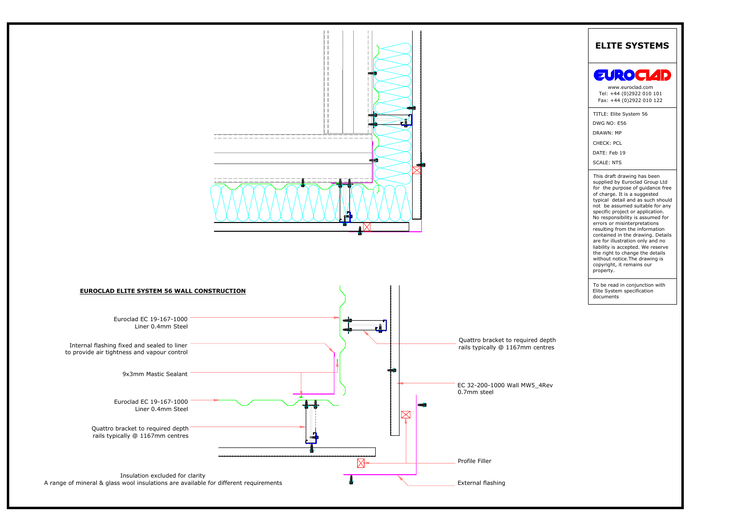## EUROCLAD ELITE SYSTEM 56 WALL CONSTRUCTION

Euroclad EC 19-167-1000
Liner 0.4mm Steel

Internal flashing fixed and sealed to liner
to provide air tightness and vapour control

9x3mm Mastic Sealant

Euroclad EC 19-167-1000
Liner 0.4mm Steel

Quattro bracket to required depth
rails typically @ 1167mm centres

Insulation excluded for clarity
A range of mineral & glass wool insulations are available for different requirements

Quattro bracket to required depth
rails typically @ 1167mm centres

EC 32-200-1000 Wall MW5_4Rev
0.7mm steel

Profile Filler

External flashing

# ELITE SYSTEMS

EUROCLAD

www.euroclad.com
Tel: +44 (0)2922 010 101
Fax: +44 (0)2922 010 122

TITLE: Elite System 56
DWG NO: E56
DRAWN: MP
CHECK: PCL
DATE: Feb 19
SCALE: NTS

This draft drawing has been supplied by Euroclad Group Ltd for the purpose of guidance free of charge. It is a suggested typical detail and as such should not be assumed suitable for any specific project or application. No responsibility is assumed for errors or misinterpretations resulting from the information contained in the drawing. Details are for illustration only and no liability is accepted. We reserve the right to change the details without notice.The drawing is copyright, it remains our property.

To be read in conjunction with Elite System specification documents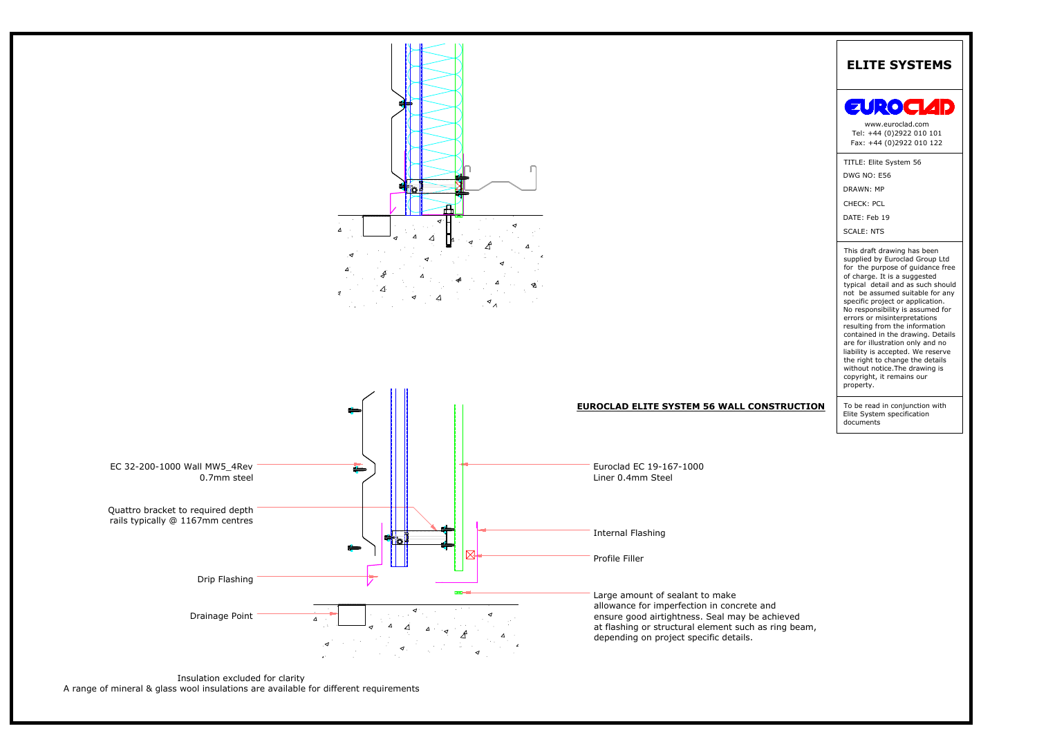# ELITE SYSTEMS

www.euroclad.com
Tel: +44 (0)2922 010 101
Fax: +44 (0)2922 010 122

TITLE: Elite System 56

DWG NO: E56

DRAWN: MP

CHECK: PCL

DATE: Feb 19

SCALE: NTS

This draft drawing has been supplied by Euroclad Group Ltd for the purpose of guidance free of charge. It is a suggested typical detail and as such should not be assumed suitable for any specific project or application. No responsibility is assumed for errors or misinterpretations resulting from the information contained in the drawing. Details are for illustration only and no liability is accepted. We reserve the right to change the details without notice.The drawing is copyright, it remains our property.

To be read in conjunction with Elite System specification documents

## EUROCLAD ELITE SYSTEM 56 WALL CONSTRUCTION

EC 32-200-1000 Wall MW5_4Rev
0.7mm steel

Quattro bracket to required depth
rails typically @ 1167mm centres

Drip Flashing

Drainage Point

Euroclad EC 19-167-1000
Liner 0.4mm Steel

Internal Flashing

Profile Filler

Large amount of sealant to make allowance for imperfection in concrete and ensure good airtightness. Seal may be achieved at flashing or structural element such as ring beam, depending on project specific details.

Insulation excluded for clarity
A range of mineral & glass wool insulations are available for different requirements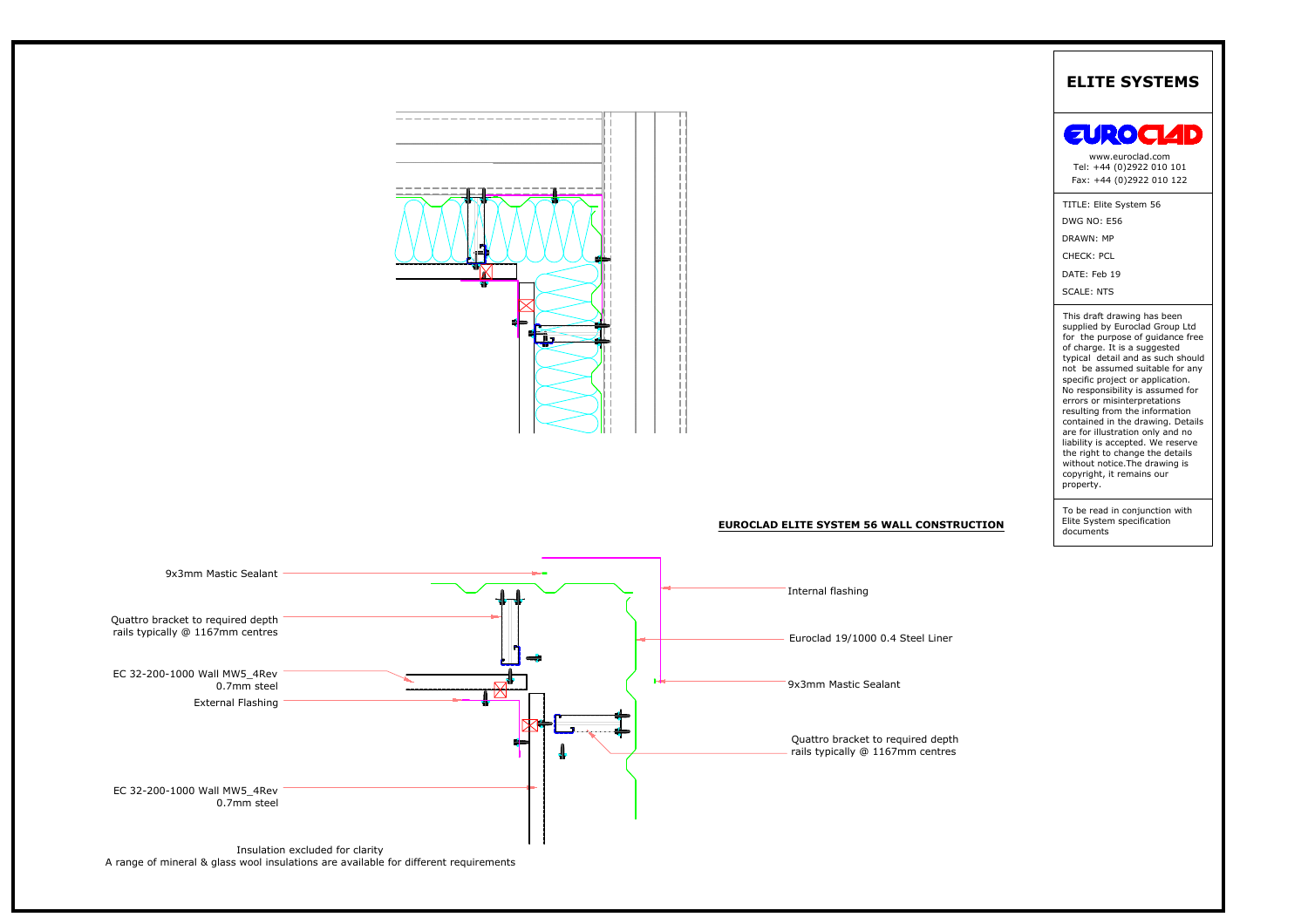# ELITE SYSTEMS

EUROCLAD

www.euroclad.com
Tel: +44 (0)2922 010 101
Fax: +44 (0)2922 010 122

TITLE: Elite System 56

DWG NO: E56

DRAWN: MP

CHECK: PCL

DATE: Feb 19

SCALE: NTS

This draft drawing has been supplied by Euroclad Group Ltd for the purpose of guidance free of charge. It is a suggested typical detail and as such should not be assumed suitable for any specific project or application. No responsibility is assumed for errors or misinterpretations resulting from the information contained in the drawing. Details are for illustration only and no liability is accepted. We reserve the right to change the details without notice.The drawing is copyright, it remains our property.

To be read in conjunction with Elite System specification documents

**EUROCLAD ELITE SYSTEM 56 WALL CONSTRUCTION**

9x3mm Mastic Sealant

Quattro bracket to required depth
rails typically @ 1167mm centres

EC 32-200-1000 Wall MW5_4Rev
0.7mm steel

External Flashing

EC 32-200-1000 Wall MW5_4Rev
0.7mm steel

Internal flashing

Euroclad 19/1000 0.4 Steel Liner

9x3mm Mastic Sealant

Quattro bracket to required depth
rails typically @ 1167mm centres

Insulation excluded for clarity
A range of mineral & glass wool insulations are available for different requirements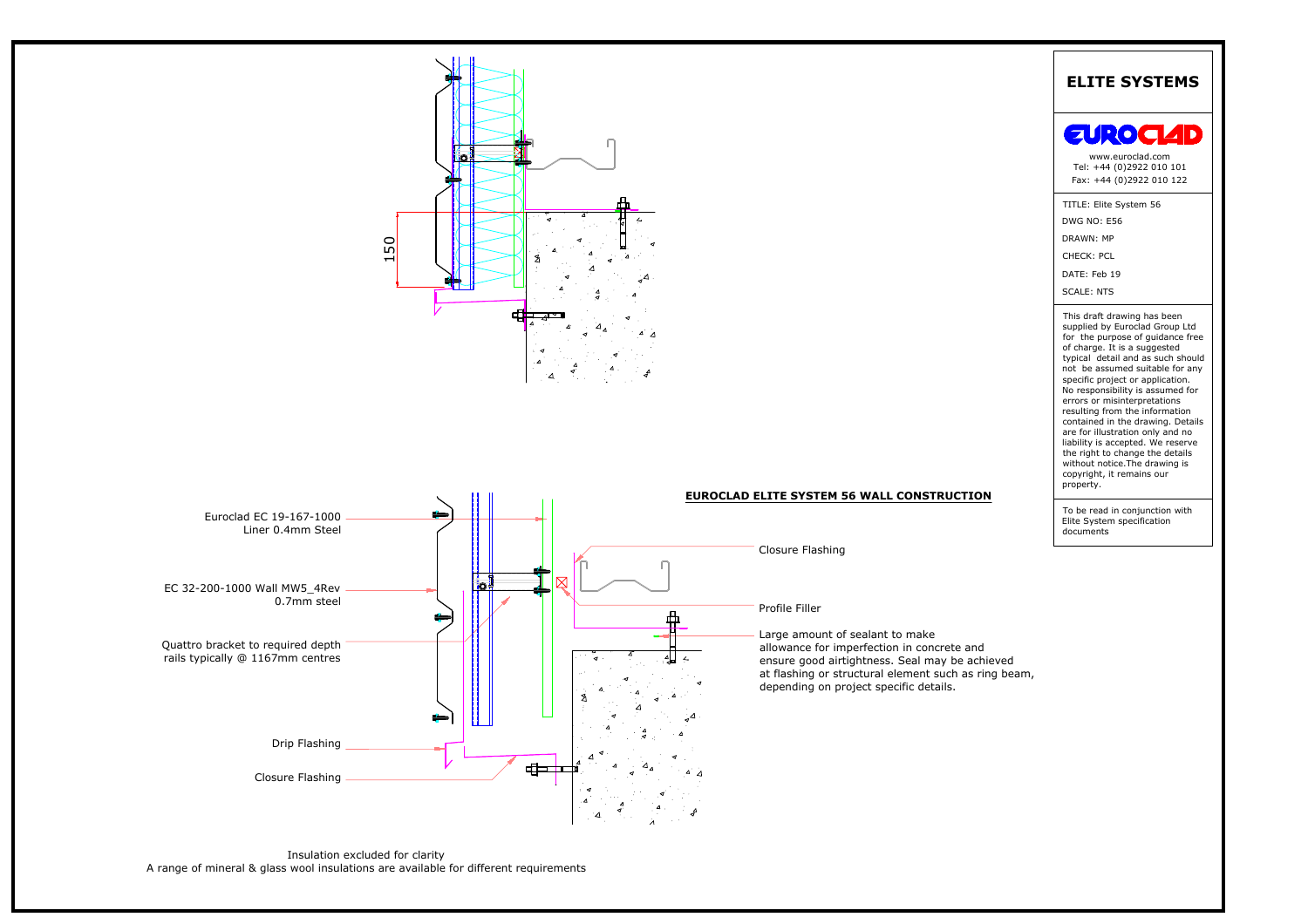## EUROCLAD ELITE SYSTEM 56 WALL CONSTRUCTION

150

Euroclad EC 19-167-1000
Liner 0.4mm Steel

EC 32-200-1000 Wall MW5_4Rev
0.7mm steel

Quattro bracket to required depth
rails typically @ 1167mm centres

Drip Flashing

Closure Flashing

Closure Flashing

Profile Filler

Large amount of sealant to make allowance for imperfection in concrete and ensure good airtightness. Seal may be achieved at flashing or structural element such as ring beam, depending on project specific details.

Insulation excluded for clarity
A range of mineral & glass wool insulations are available for different requirements

# ELITE SYSTEMS

EUROCLAD

www.euroclad.com
Tel: +44 (0)2922 010 101
Fax: +44 (0)2922 010 122

TITLE: Elite System 56
DWG NO: E56
DRAWN: MP
CHECK: PCL
DATE: Feb 19
SCALE: NTS

This draft drawing has been supplied by Euroclad Group Ltd for the purpose of guidance free of charge. It is a suggested typical detail and as such should not be assumed suitable for any specific project or application. No responsibility is assumed for errors or misinterpretations resulting from the information contained in the drawing. Details are for illustration only and no liability is accepted. We reserve the right to change the details without notice.The drawing is copyright, it remains our property.

To be read in conjunction with Elite System specification documents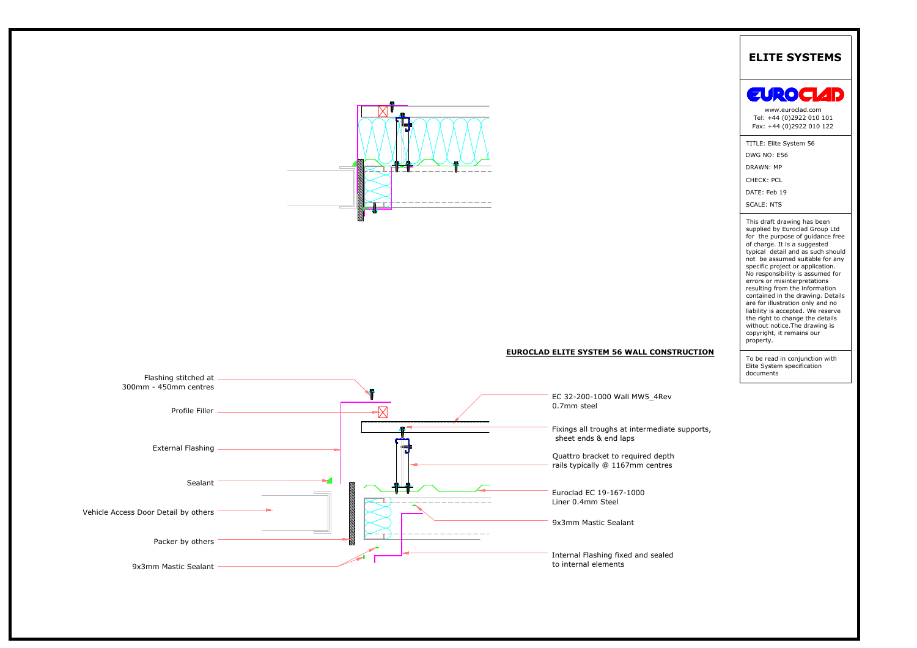# ELITE SYSTEMS

EUROCLAD

www.euroclad.com
Tel: +44 (0)2922 010 101
Fax: +44 (0)2922 010 122

TITLE: Elite System 56

DWG NO: E56

DRAWN: MP

CHECK: PCL

DATE: Feb 19

SCALE: NTS

This draft drawing has been supplied by Euroclad Group Ltd for the purpose of guidance free of charge. It is a suggested typical detail and as such should not be assumed suitable for any specific project or application. No responsibility is assumed for errors or misinterpretations resulting from the information contained in the drawing. Details are for illustration only and no liability is accepted. We reserve the right to change the details without notice.The drawing is copyright, it remains our property.

To be read in conjunction with Elite System specification documents

## EUROCLAD ELITE SYSTEM 56 WALL CONSTRUCTION

- Flashing stitched at 300mm - 450mm centres
- Profile Filler
- External Flashing
- Sealant
- Vehicle Access Door Detail by others
- Packer by others
- 9x3mm Mastic Sealant
- EC 32-200-1000 Wall MW5_4Rev 0.7mm steel
- Fixings all troughs at intermediate supports, sheet ends & end laps
- Quattro bracket to required depth rails typically @ 1167mm centres
- Euroclad EC 19-167-1000 Liner 0.4mm Steel
- 9x3mm Mastic Sealant
- Internal Flashing fixed and sealed to internal elements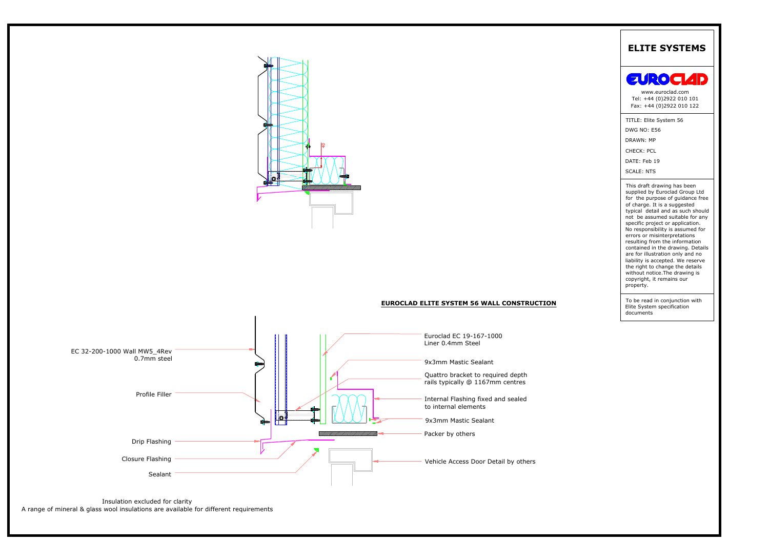## ELITE SYSTEMS

EUROCLAD

www.euroclad.com
Tel: +44 (0)2922 010 101
Fax: +44 (0)2922 010 122

TITLE: Elite System 56
DWG NO: E56
DRAWN: MP
CHECK: PCL
DATE: Feb 19
SCALE: NTS

This draft drawing has been supplied by Euroclad Group Ltd for the purpose of guidance free of charge. It is a suggested typical detail and as such should not be assumed suitable for any specific project or application. No responsibility is assumed for errors or misinterpretations resulting from the information contained in the drawing. Details are for illustration only and no liability is accepted. We reserve the right to change the details without notice.The drawing is copyright, it remains our property.

To be read in conjunction with Elite System specification documents

**EUROCLAD ELITE SYSTEM 56 WALL CONSTRUCTION**

40

EC 32-200-1000 Wall MW5_4Rev
0.7mm steel

Profile Filler

Drip Flashing

Closure Flashing

Sealant

Euroclad EC 19-167-1000
Liner 0.4mm Steel

9x3mm Mastic Sealant

Quattro bracket to required depth
rails typically @ 1167mm centres

Internal Flashing fixed and sealed
to internal elements

9x3mm Mastic Sealant

Packer by others

Vehicle Access Door Detail by others

Insulation excluded for clarity
A range of mineral & glass wool insulations are available for different requirements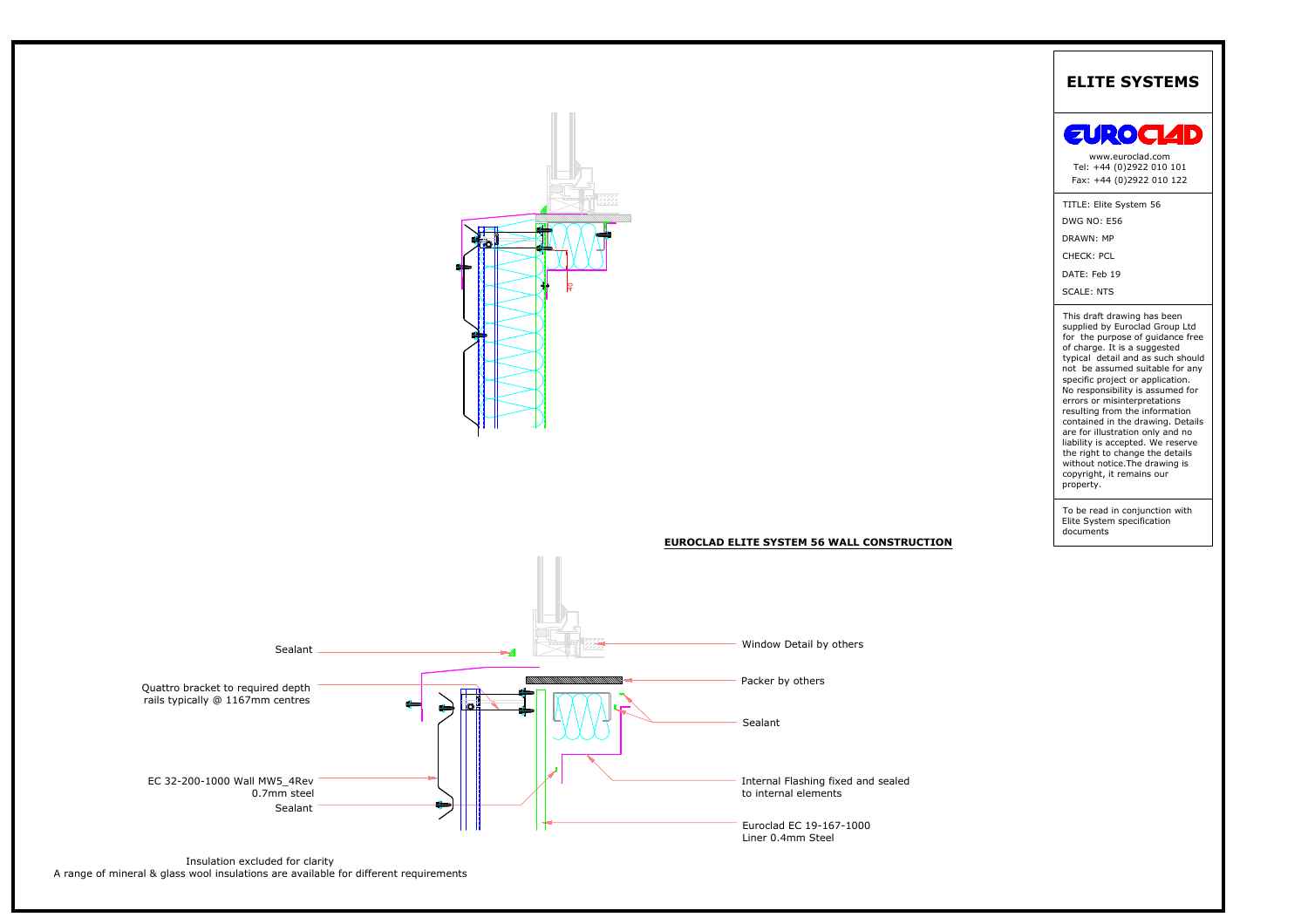## ELITE SYSTEMS

EUROCLAD

www.euroclad.com
Tel: +44 (0)2922 010 101
Fax: +44 (0)2922 010 122

TITLE: Elite System 56

DWG NO: E56

DRAWN: MP

CHECK: PCL

DATE: Feb 19

SCALE: NTS

This draft drawing has been supplied by Euroclad Group Ltd for the purpose of guidance free of charge. It is a suggested typical detail and as such should not be assumed suitable for any specific project or application. No responsibility is assumed for errors or misinterpretations resulting from the information contained in the drawing. Details are for illustration only and no liability is accepted. We reserve the right to change the details without notice.The drawing is copyright, it remains our property.

To be read in conjunction with Elite System specification documents

**EUROCLAD ELITE SYSTEM 56 WALL CONSTRUCTION**

40

Sealant

Quattro bracket to required depth rails typically @ 1167mm centres

EC 32-200-1000 Wall MW5_4Rev 0.7mm steel

Sealant

Window Detail by others

Packer by others

Sealant

Internal Flashing fixed and sealed to internal elements

Euroclad EC 19-167-1000 Liner 0.4mm Steel

Insulation excluded for clarity
A range of mineral & glass wool insulations are available for different requirements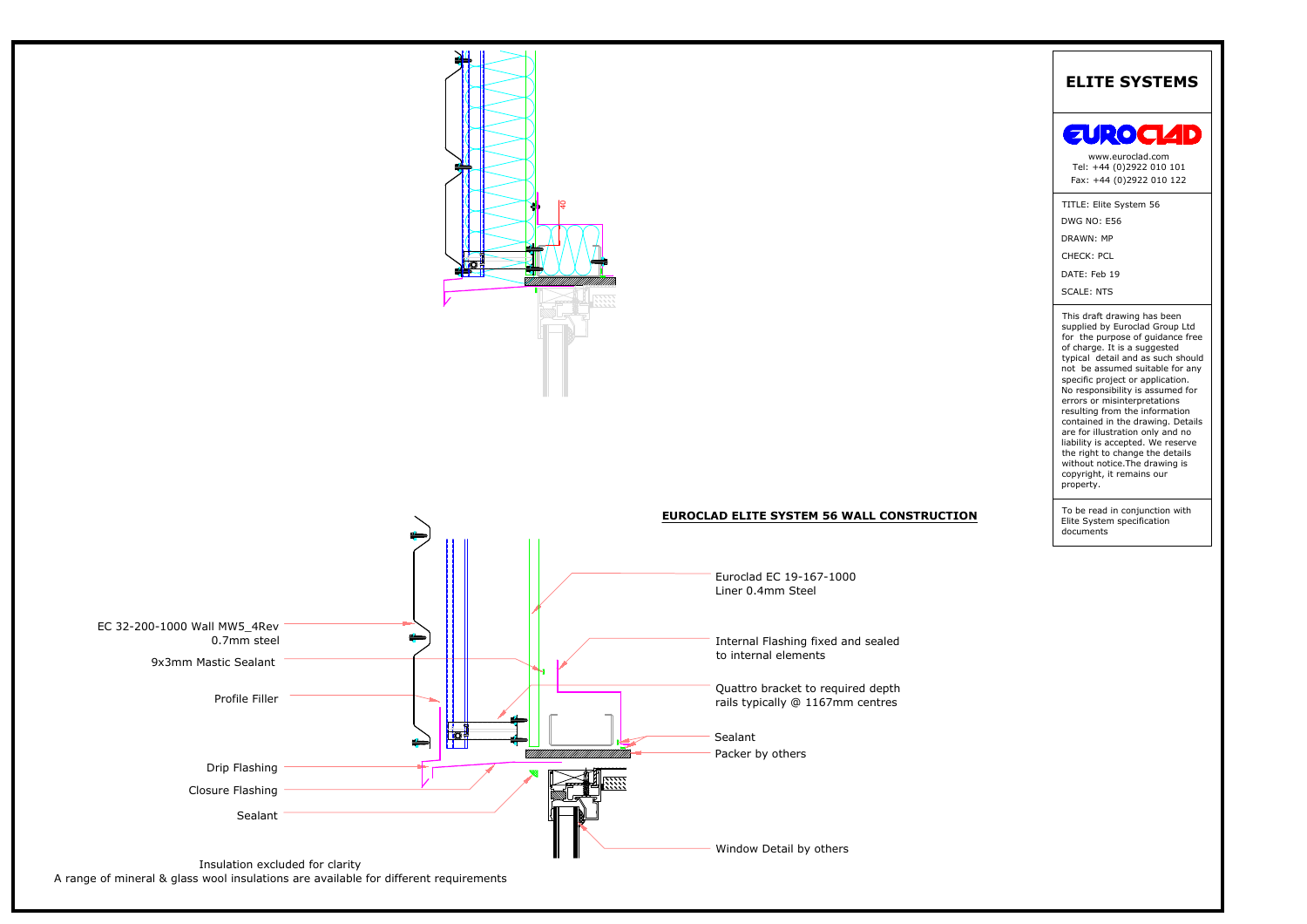# ELITE SYSTEMS

EUROCLAD

www.euroclad.com
Tel: +44 (0)2922 010 101
Fax: +44 (0)2922 010 122

TITLE: Elite System 56

DWG NO: E56

DRAWN: MP

CHECK: PCL

DATE: Feb 19

SCALE: NTS

This draft drawing has been supplied by Euroclad Group Ltd for the purpose of guidance free of charge. It is a suggested typical detail and as such should not be assumed suitable for any specific project or application. No responsibility is assumed for errors or misinterpretations resulting from the information contained in the drawing. Details are for illustration only and no liability is accepted. We reserve the right to change the details without notice.The drawing is copyright, it remains our property.

To be read in conjunction with Elite System specification documents

## EUROCLAD ELITE SYSTEM 56 WALL CONSTRUCTION

40

- EC 32-200-1000 Wall MW5_4Rev 0.7mm steel
- 9x3mm Mastic Sealant
- Profile Filler
- Drip Flashing
- Closure Flashing
- Sealant
- Euroclad EC 19-167-1000 Liner 0.4mm Steel
- Internal Flashing fixed and sealed to internal elements
- Quattro bracket to required depth rails typically @ 1167mm centres
- Sealant
- Packer by others
- Window Detail by others

Insulation excluded for clarity
A range of mineral & glass wool insulations are available for different requirements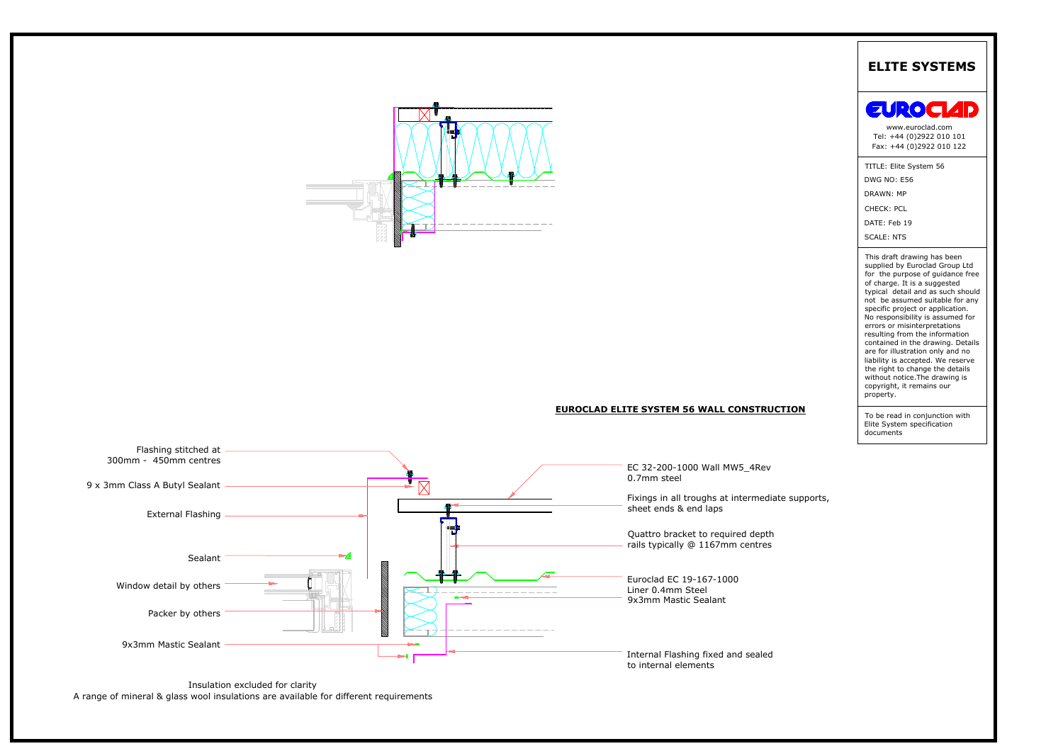# ELITE SYSTEMS

EUROCLAD

www.euroclad.com
Tel: +44 (0)2922 010 101
Fax: +44 (0)2922 010 122

TITLE: Elite System 56
DWG NO: E56
DRAWN: MP
CHECK: PCL
DATE: Feb 19
SCALE: NTS

This draft drawing has been supplied by Euroclad Group Ltd for the purpose of guidance free of charge. It is a suggested typical detail and as such should not be assumed suitable for any specific project or application. No responsibility is assumed for errors or misinterpretations resulting from the information contained in the drawing. Details are for illustration only and no liability is accepted. We reserve the right to change the details without notice.The drawing is copyright, it remains our property.

To be read in conjunction with Elite System specification documents

## EUROCLAD ELITE SYSTEM 56 WALL CONSTRUCTION

Flashing stitched at 300mm - 450mm centres

9 x 3mm Class A Butyl Sealant

External Flashing

Sealant

Window detail by others

Packer by others

9x3mm Mastic Sealant

EC 32-200-1000 Wall MW5_4Rev
0.7mm steel

Fixings in all troughs at intermediate supports, sheet ends & end laps

Quattro bracket to required depth
rails typically @ 1167mm centres

Euroclad EC 19-167-1000
Liner 0.4mm Steel
9x3mm Mastic Sealant

Internal Flashing fixed and sealed to internal elements

Insulation excluded for clarity
A range of mineral & glass wool insulations are available for different requirements